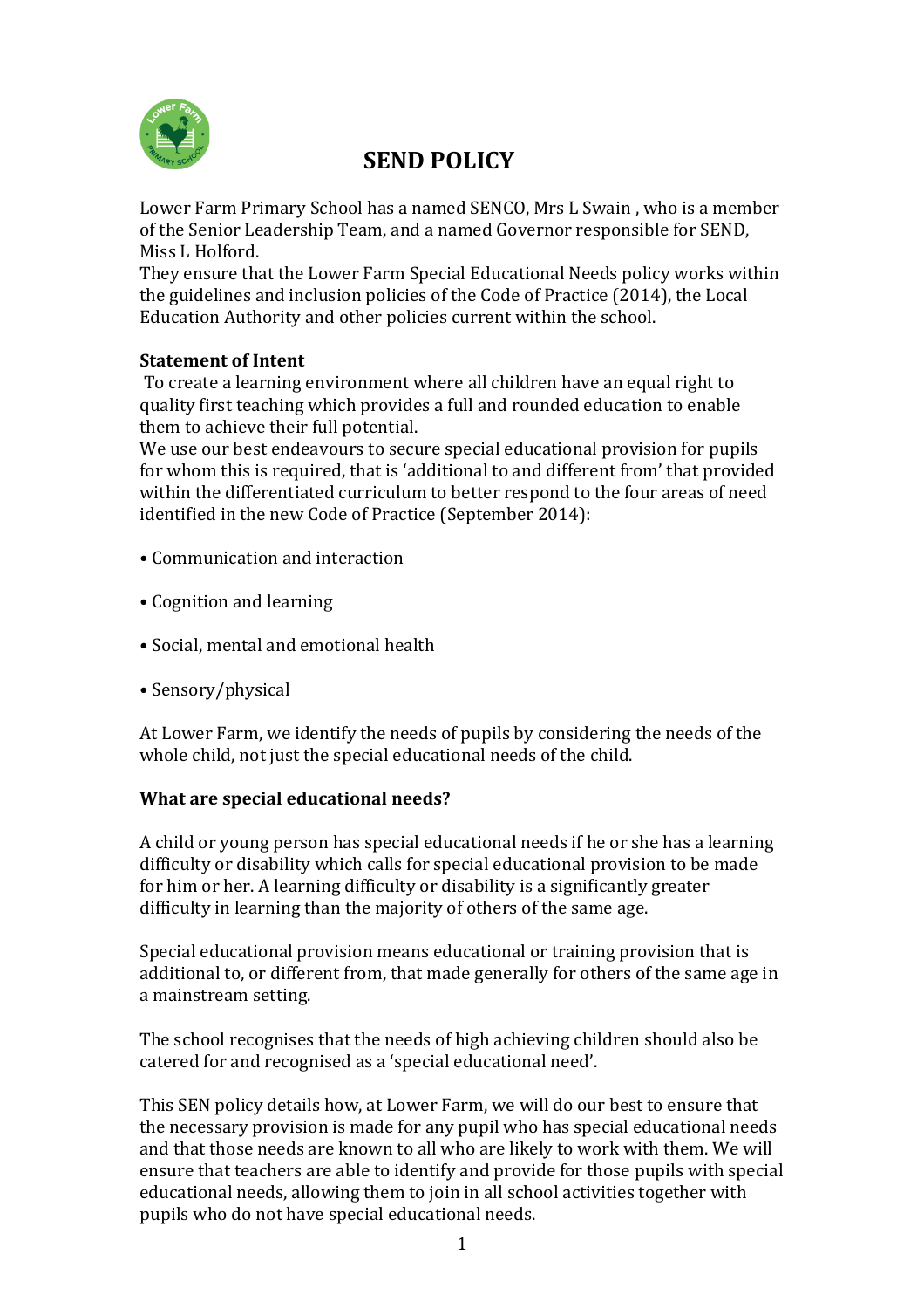# SEND POLICY

Lower Farm Primary School has a named SENCO, Mrs L Swain , who is a member of the Senior Leadership Team, and a named Governor responsible for SEND, Miss L Holford.
They ensure that the Lower Farm Special Educational Needs policy works within the guidelines and inclusion policies of the Code of Practice (2014), the Local Education Authority and other policies current within the school.

**Statement of Intent**
To create a learning environment where all children have an equal right to quality first teaching which provides a full and rounded education to enable them to achieve their full potential.
We use our best endeavours to secure special educational provision for pupils for whom this is required, that is 'additional to and different from' that provided within the differentiated curriculum to better respond to the four areas of need identified in the new Code of Practice (September 2014):

- Communication and interaction
- Cognition and learning
- Social, mental and emotional health
- Sensory/physical

At Lower Farm, we identify the needs of pupils by considering the needs of the whole child, not just the special educational needs of the child.

**What are special educational needs?**

A child or young person has special educational needs if he or she has a learning difficulty or disability which calls for special educational provision to be made for him or her. A learning difficulty or disability is a significantly greater difficulty in learning than the majority of others of the same age.

Special educational provision means educational or training provision that is additional to, or different from, that made generally for others of the same age in a mainstream setting.

The school recognises that the needs of high achieving children should also be catered for and recognised as a 'special educational need'.

This SEN policy details how, at Lower Farm, we will do our best to ensure that the necessary provision is made for any pupil who has special educational needs and that those needs are known to all who are likely to work with them. We will ensure that teachers are able to identify and provide for those pupils with special educational needs, allowing them to join in all school activities together with pupils who do not have special educational needs.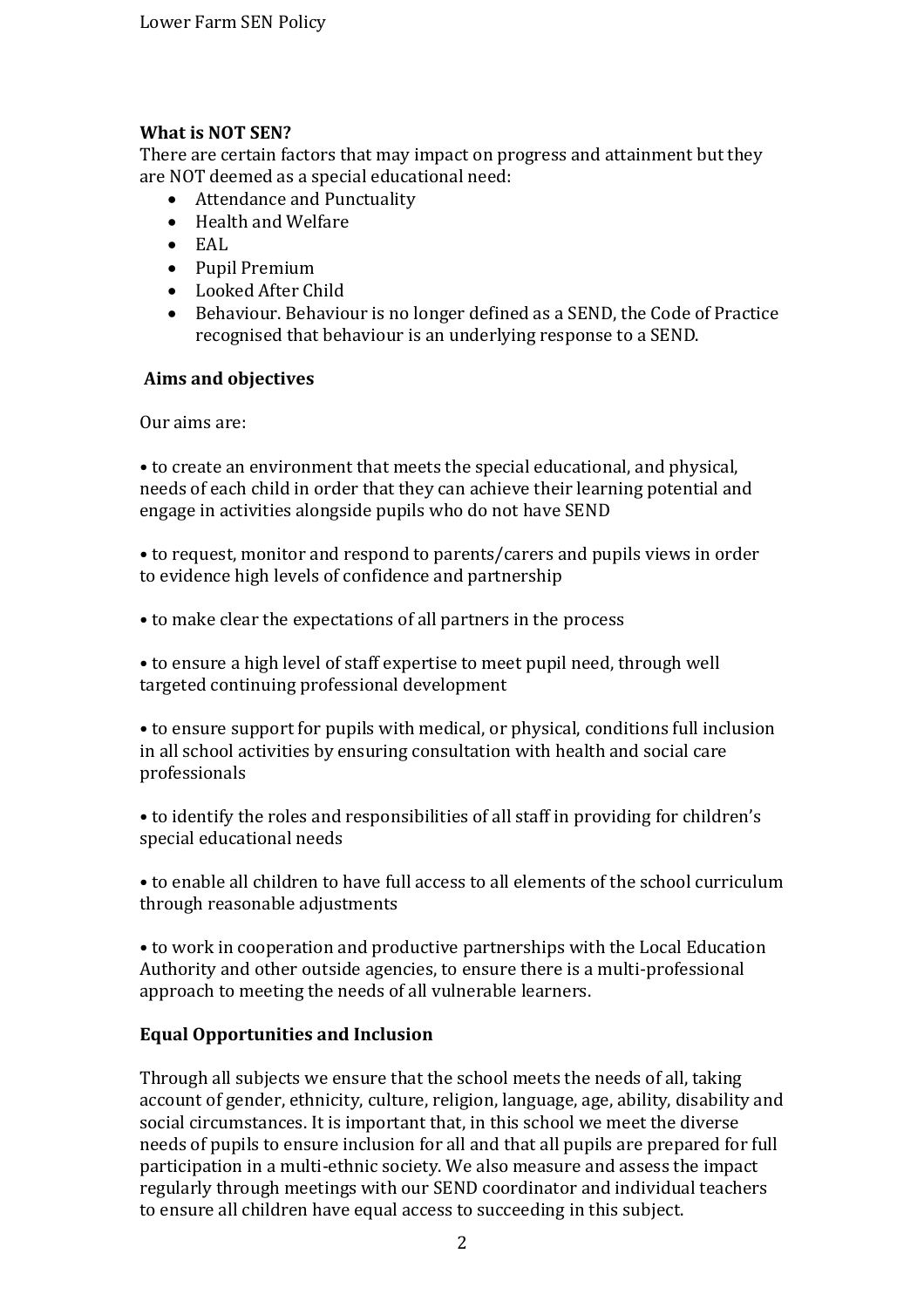**What is NOT SEN?**

There are certain factors that may impact on progress and attainment but they are NOT deemed as a special educational need:

- Attendance and Punctuality
- Health and Welfare
- EAL
- Pupil Premium
- Looked After Child
- Behaviour. Behaviour is no longer defined as a SEND, the Code of Practice recognised that behaviour is an underlying response to a SEND.

**Aims and objectives**

Our aims are:

• to create an environment that meets the special educational, and physical, needs of each child in order that they can achieve their learning potential and engage in activities alongside pupils who do not have SEND

• to request, monitor and respond to parents/carers and pupils views in order to evidence high levels of confidence and partnership

• to make clear the expectations of all partners in the process

• to ensure a high level of staff expertise to meet pupil need, through well targeted continuing professional development

• to ensure support for pupils with medical, or physical, conditions full inclusion in all school activities by ensuring consultation with health and social care professionals

• to identify the roles and responsibilities of all staff in providing for children's special educational needs

• to enable all children to have full access to all elements of the school curriculum through reasonable adjustments

• to work in cooperation and productive partnerships with the Local Education Authority and other outside agencies, to ensure there is a multi-professional approach to meeting the needs of all vulnerable learners.

**Equal Opportunities and Inclusion**

Through all subjects we ensure that the school meets the needs of all, taking account of gender, ethnicity, culture, religion, language, age, ability, disability and social circumstances. It is important that, in this school we meet the diverse needs of pupils to ensure inclusion for all and that all pupils are prepared for full participation in a multi-ethnic society. We also measure and assess the impact regularly through meetings with our SEND coordinator and individual teachers to ensure all children have equal access to succeeding in this subject.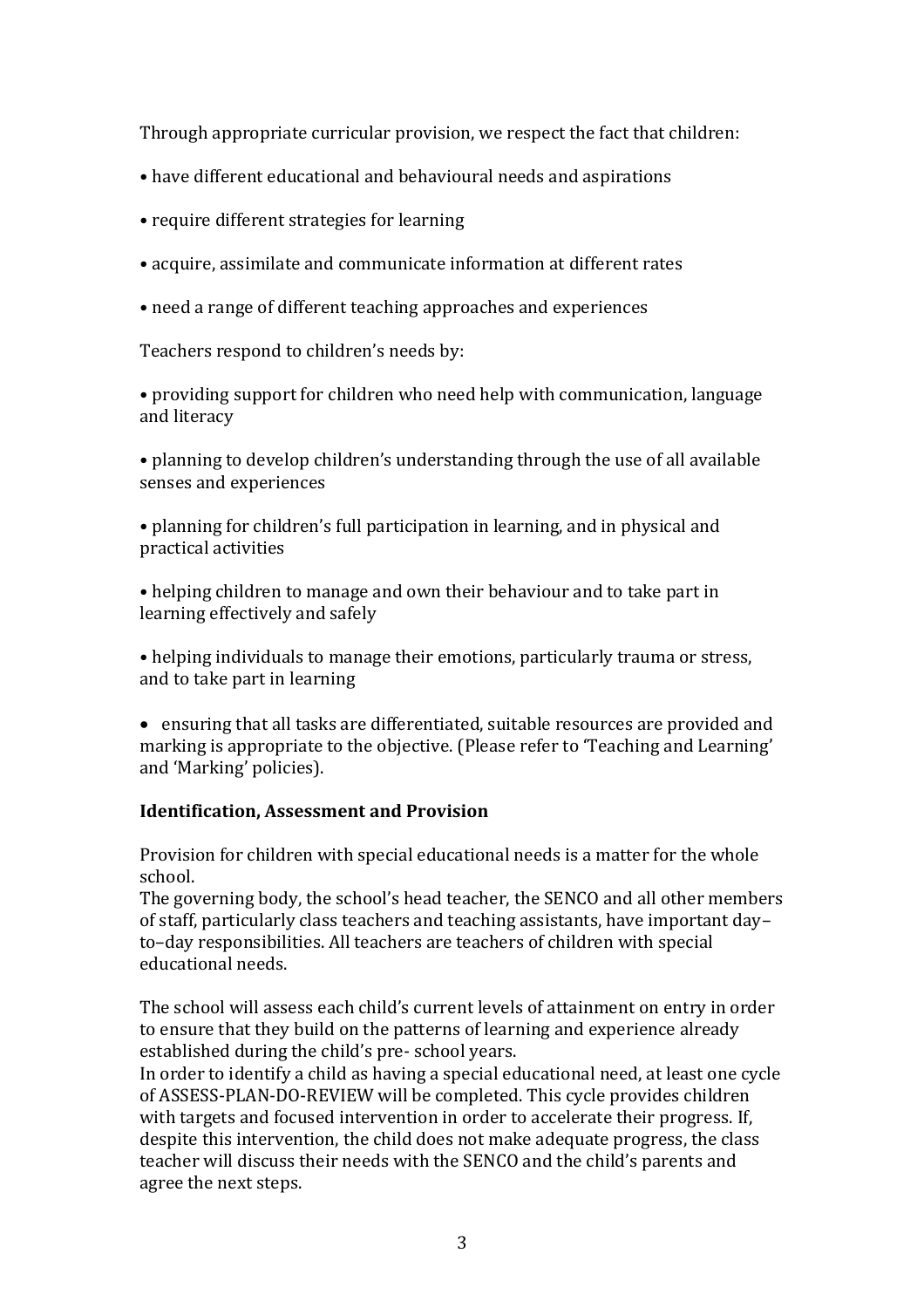Through appropriate curricular provision, we respect the fact that children:

- have different educational and behavioural needs and aspirations
- require different strategies for learning
- acquire, assimilate and communicate information at different rates
- need a range of different teaching approaches and experiences

Teachers respond to children's needs by:

- providing support for children who need help with communication, language and literacy
- planning to develop children's understanding through the use of all available senses and experiences
- planning for children's full participation in learning, and in physical and practical activities
- helping children to manage and own their behaviour and to take part in learning effectively and safely
- helping individuals to manage their emotions, particularly trauma or stress, and to take part in learning
- ensuring that all tasks are differentiated, suitable resources are provided and marking is appropriate to the objective. (Please refer to 'Teaching and Learning' and 'Marking' policies).

**Identification, Assessment and Provision**

Provision for children with special educational needs is a matter for the whole school.
The governing body, the school's head teacher, the SENCO and all other members of staff, particularly class teachers and teaching assistants, have important day–to–day responsibilities. All teachers are teachers of children with special educational needs.

The school will assess each child's current levels of attainment on entry in order to ensure that they build on the patterns of learning and experience already established during the child's pre- school years.
In order to identify a child as having a special educational need, at least one cycle of ASSESS-PLAN-DO-REVIEW will be completed. This cycle provides children with targets and focused intervention in order to accelerate their progress. If, despite this intervention, the child does not make adequate progress, the class teacher will discuss their needs with the SENCO and the child's parents and agree the next steps.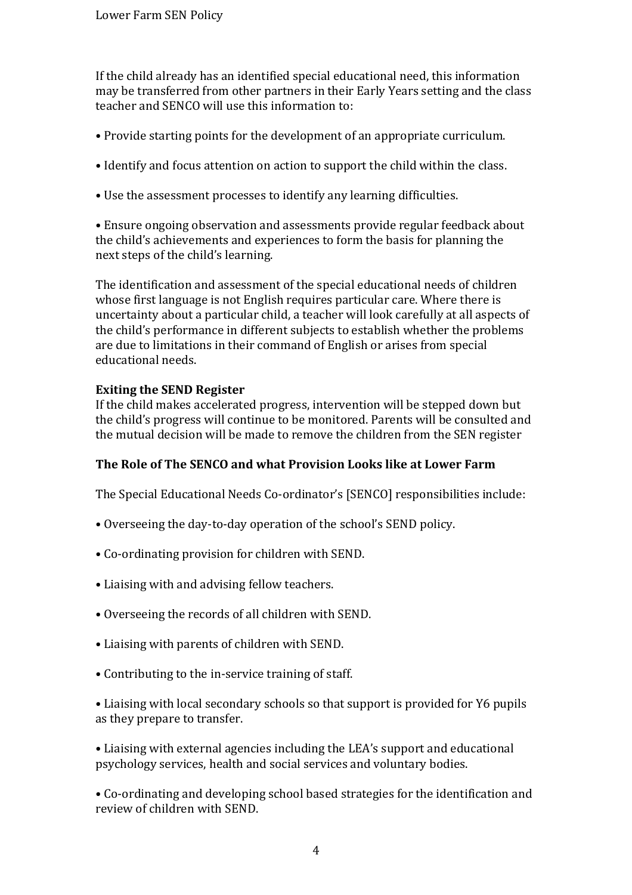If the child already has an identified special educational need, this information may be transferred from other partners in their Early Years setting and the class teacher and SENCO will use this information to:

- Provide starting points for the development of an appropriate curriculum.
- Identify and focus attention on action to support the child within the class.
- Use the assessment processes to identify any learning difficulties.
- Ensure ongoing observation and assessments provide regular feedback about the child's achievements and experiences to form the basis for planning the next steps of the child's learning.

The identification and assessment of the special educational needs of children whose first language is not English requires particular care. Where there is uncertainty about a particular child, a teacher will look carefully at all aspects of the child's performance in different subjects to establish whether the problems are due to limitations in their command of English or arises from special educational needs.

**Exiting the SEND Register**

If the child makes accelerated progress, intervention will be stepped down but the child's progress will continue to be monitored. Parents will be consulted and the mutual decision will be made to remove the children from the SEN register

**The Role of The SENCO and what Provision Looks like at Lower Farm**

The Special Educational Needs Co-ordinator's [SENCO] responsibilities include:

- Overseeing the day-to-day operation of the school's SEND policy.
- Co-ordinating provision for children with SEND.
- Liaising with and advising fellow teachers.
- Overseeing the records of all children with SEND.
- Liaising with parents of children with SEND.
- Contributing to the in-service training of staff.
- Liaising with local secondary schools so that support is provided for Y6 pupils as they prepare to transfer.
- Liaising with external agencies including the LEA's support and educational psychology services, health and social services and voluntary bodies.
- Co-ordinating and developing school based strategies for the identification and review of children with SEND.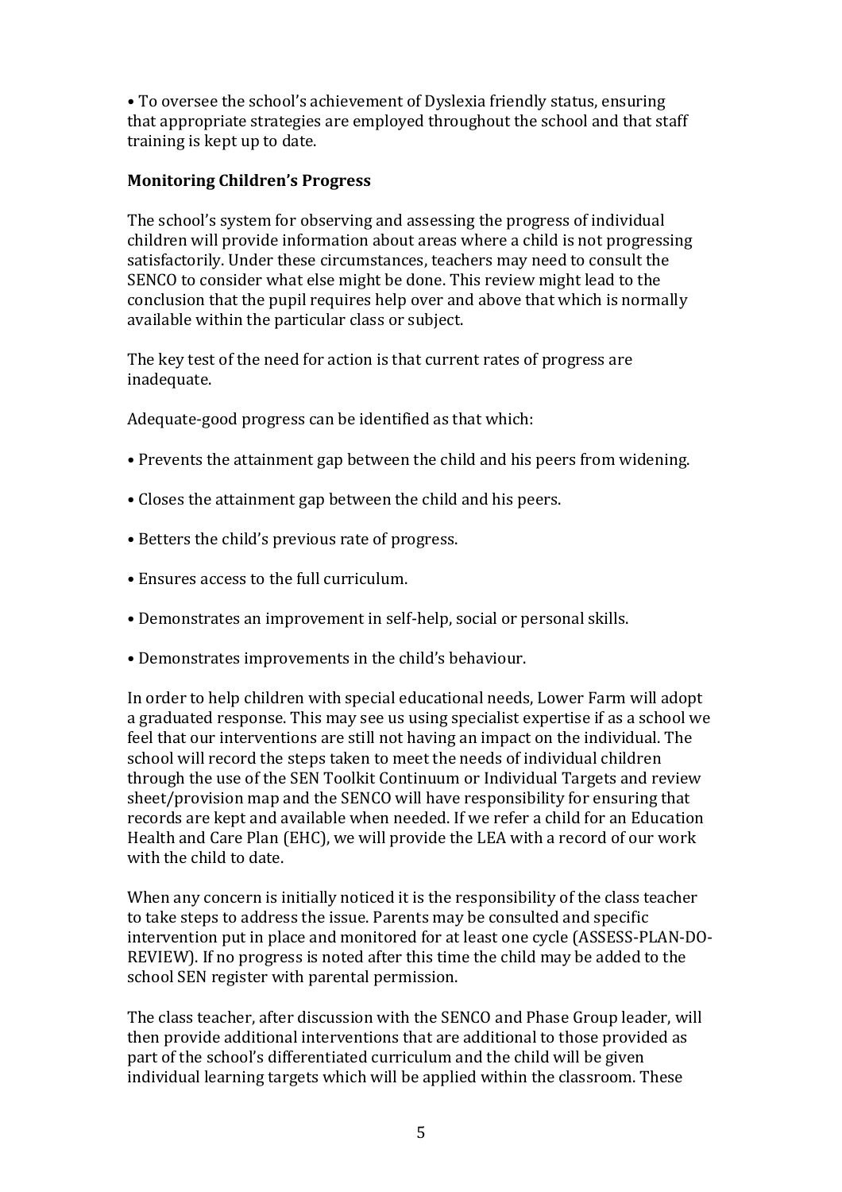- To oversee the school's achievement of Dyslexia friendly status, ensuring that appropriate strategies are employed throughout the school and that staff training is kept up to date.

**Monitoring Children's Progress**

The school's system for observing and assessing the progress of individual children will provide information about areas where a child is not progressing satisfactorily. Under these circumstances, teachers may need to consult the SENCO to consider what else might be done. This review might lead to the conclusion that the pupil requires help over and above that which is normally available within the particular class or subject.

The key test of the need for action is that current rates of progress are inadequate.

Adequate-good progress can be identified as that which:

- Prevents the attainment gap between the child and his peers from widening.
- Closes the attainment gap between the child and his peers.
- Betters the child's previous rate of progress.
- Ensures access to the full curriculum.
- Demonstrates an improvement in self-help, social or personal skills.
- Demonstrates improvements in the child's behaviour.

In order to help children with special educational needs, Lower Farm will adopt a graduated response. This may see us using specialist expertise if as a school we feel that our interventions are still not having an impact on the individual. The school will record the steps taken to meet the needs of individual children through the use of the SEN Toolkit Continuum or Individual Targets and review sheet/provision map and the SENCO will have responsibility for ensuring that records are kept and available when needed. If we refer a child for an Education Health and Care Plan (EHC), we will provide the LEA with a record of our work with the child to date.

When any concern is initially noticed it is the responsibility of the class teacher to take steps to address the issue. Parents may be consulted and specific intervention put in place and monitored for at least one cycle (ASSESS-PLAN-DO-REVIEW). If no progress is noted after this time the child may be added to the school SEN register with parental permission.

The class teacher, after discussion with the SENCO and Phase Group leader, will then provide additional interventions that are additional to those provided as part of the school's differentiated curriculum and the child will be given individual learning targets which will be applied within the classroom. These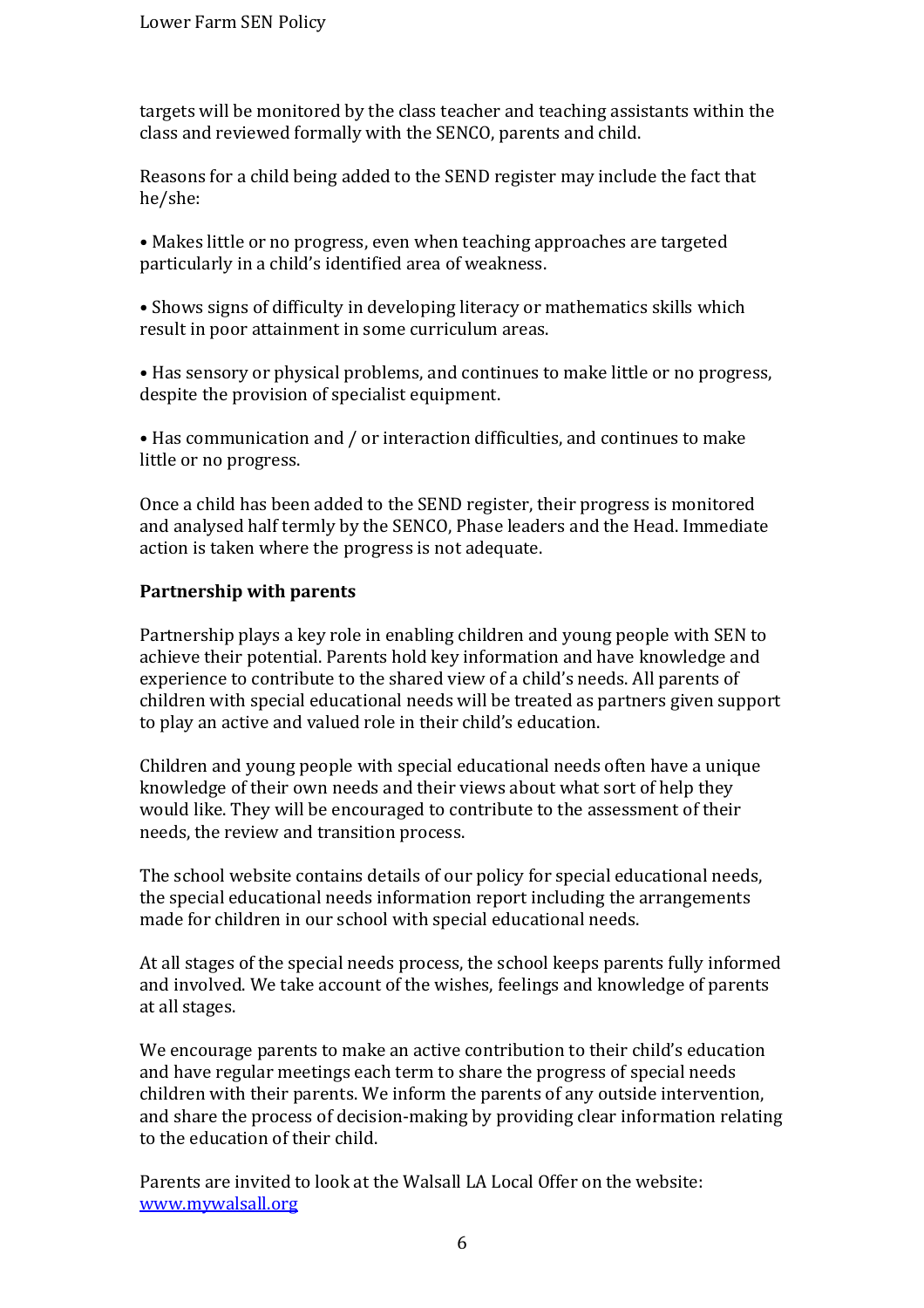targets will be monitored by the class teacher and teaching assistants within the class and reviewed formally with the SENCO, parents and child.

Reasons for a child being added to the SEND register may include the fact that he/she:

- Makes little or no progress, even when teaching approaches are targeted particularly in a child's identified area of weakness.

- Shows signs of difficulty in developing literacy or mathematics skills which result in poor attainment in some curriculum areas.

- Has sensory or physical problems, and continues to make little or no progress, despite the provision of specialist equipment.

- Has communication and / or interaction difficulties, and continues to make little or no progress.

Once a child has been added to the SEND register, their progress is monitored and analysed half termly by the SENCO, Phase leaders and the Head. Immediate action is taken where the progress is not adequate.

**Partnership with parents**

Partnership plays a key role in enabling children and young people with SEN to achieve their potential. Parents hold key information and have knowledge and experience to contribute to the shared view of a child's needs. All parents of children with special educational needs will be treated as partners given support to play an active and valued role in their child's education.

Children and young people with special educational needs often have a unique knowledge of their own needs and their views about what sort of help they would like. They will be encouraged to contribute to the assessment of their needs, the review and transition process.

The school website contains details of our policy for special educational needs, the special educational needs information report including the arrangements made for children in our school with special educational needs.

At all stages of the special needs process, the school keeps parents fully informed and involved. We take account of the wishes, feelings and knowledge of parents at all stages.

We encourage parents to make an active contribution to their child's education and have regular meetings each term to share the progress of special needs children with their parents. We inform the parents of any outside intervention, and share the process of decision-making by providing clear information relating to the education of their child.

Parents are invited to look at the Walsall LA Local Offer on the website: [www.mywalsall.org](http://www.mywalsall.org)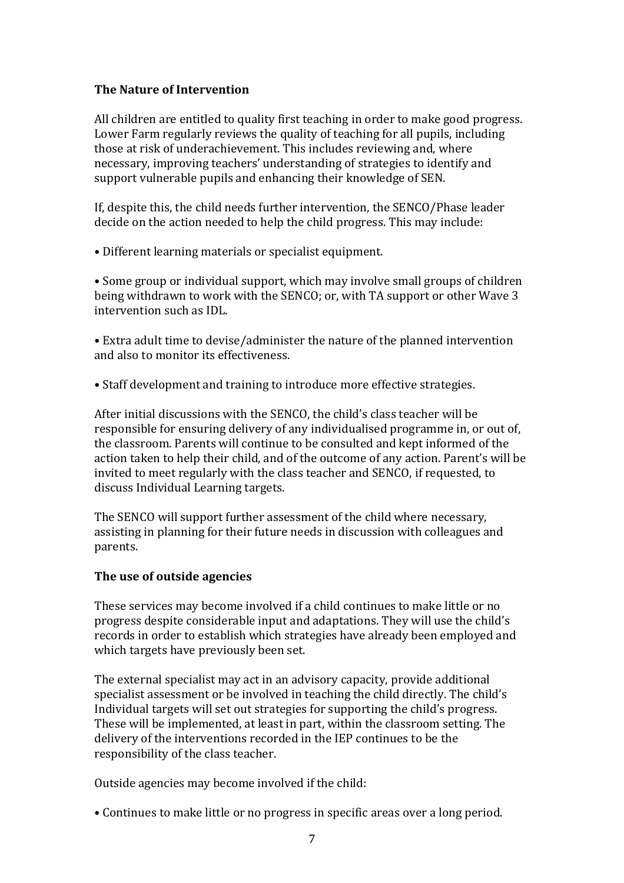**The Nature of Intervention**

All children are entitled to quality first teaching in order to make good progress. Lower Farm regularly reviews the quality of teaching for all pupils, including those at risk of underachievement. This includes reviewing and, where necessary, improving teachers' understanding of strategies to identify and support vulnerable pupils and enhancing their knowledge of SEN.

If, despite this, the child needs further intervention, the SENCO/Phase leader decide on the action needed to help the child progress. This may include:

- Different learning materials or specialist equipment.
- Some group or individual support, which may involve small groups of children being withdrawn to work with the SENCO; or, with TA support or other Wave 3 intervention such as IDL.
- Extra adult time to devise/administer the nature of the planned intervention and also to monitor its effectiveness.
- Staff development and training to introduce more effective strategies.

After initial discussions with the SENCO, the child's class teacher will be responsible for ensuring delivery of any individualised programme in, or out of, the classroom. Parents will continue to be consulted and kept informed of the action taken to help their child, and of the outcome of any action. Parent's will be invited to meet regularly with the class teacher and SENCO, if requested, to discuss Individual Learning targets.

The SENCO will support further assessment of the child where necessary, assisting in planning for their future needs in discussion with colleagues and parents.

**The use of outside agencies**

These services may become involved if a child continues to make little or no progress despite considerable input and adaptations. They will use the child's records in order to establish which strategies have already been employed and which targets have previously been set.

The external specialist may act in an advisory capacity, provide additional specialist assessment or be involved in teaching the child directly. The child's Individual targets will set out strategies for supporting the child's progress. These will be implemented, at least in part, within the classroom setting. The delivery of the interventions recorded in the IEP continues to be the responsibility of the class teacher.

Outside agencies may become involved if the child:

- Continues to make little or no progress in specific areas over a long period.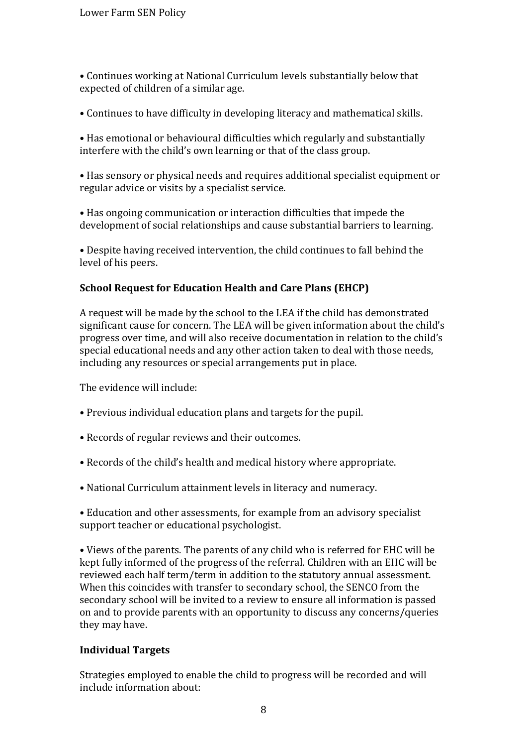- Continues working at National Curriculum levels substantially below that expected of children of a similar age.

- Continues to have difficulty in developing literacy and mathematical skills.

- Has emotional or behavioural difficulties which regularly and substantially interfere with the child's own learning or that of the class group.

- Has sensory or physical needs and requires additional specialist equipment or regular advice or visits by a specialist service.

- Has ongoing communication or interaction difficulties that impede the development of social relationships and cause substantial barriers to learning.

- Despite having received intervention, the child continues to fall behind the level of his peers.

**School Request for Education Health and Care Plans (EHCP)**

A request will be made by the school to the LEA if the child has demonstrated significant cause for concern. The LEA will be given information about the child's progress over time, and will also receive documentation in relation to the child's special educational needs and any other action taken to deal with those needs, including any resources or special arrangements put in place.

The evidence will include:

- Previous individual education plans and targets for the pupil.

- Records of regular reviews and their outcomes.

- Records of the child's health and medical history where appropriate.

- National Curriculum attainment levels in literacy and numeracy.

- Education and other assessments, for example from an advisory specialist support teacher or educational psychologist.

- Views of the parents. The parents of any child who is referred for EHC will be kept fully informed of the progress of the referral. Children with an EHC will be reviewed each half term/term in addition to the statutory annual assessment. When this coincides with transfer to secondary school, the SENCO from the secondary school will be invited to a review to ensure all information is passed on and to provide parents with an opportunity to discuss any concerns/queries they may have.

**Individual Targets**

Strategies employed to enable the child to progress will be recorded and will include information about: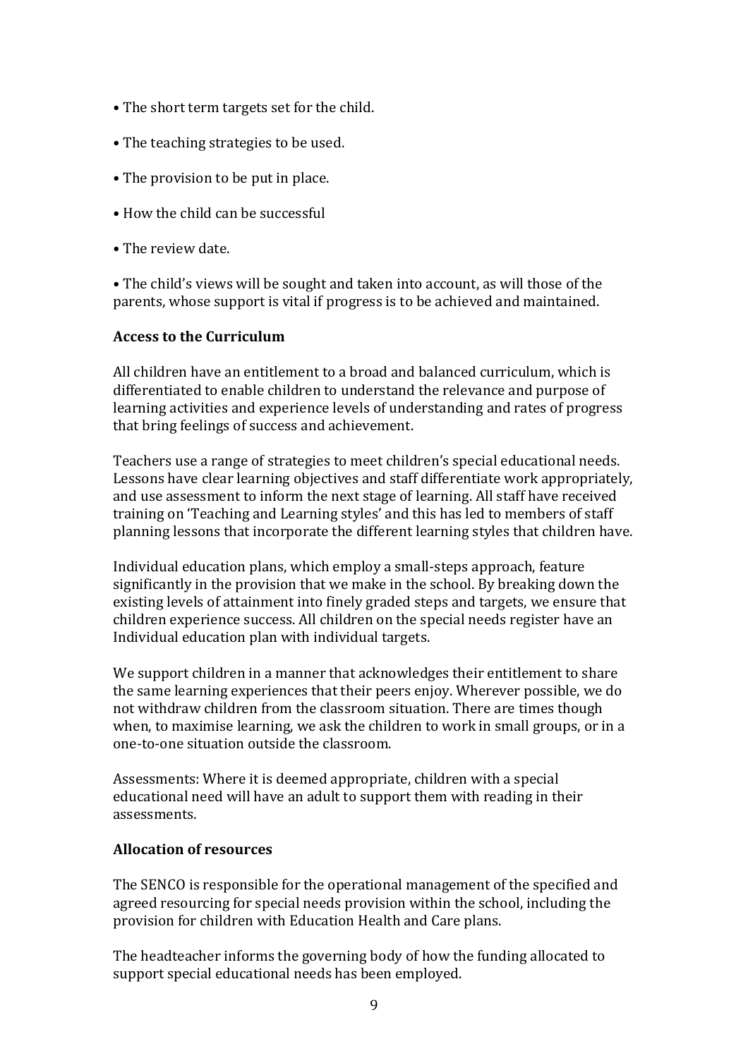- The short term targets set for the child.
- The teaching strategies to be used.
- The provision to be put in place.
- How the child can be successful
- The review date.
- The child's views will be sought and taken into account, as will those of the parents, whose support is vital if progress is to be achieved and maintained.

**Access to the Curriculum**

All children have an entitlement to a broad and balanced curriculum, which is differentiated to enable children to understand the relevance and purpose of learning activities and experience levels of understanding and rates of progress that bring feelings of success and achievement.

Teachers use a range of strategies to meet children's special educational needs. Lessons have clear learning objectives and staff differentiate work appropriately, and use assessment to inform the next stage of learning. All staff have received training on 'Teaching and Learning styles' and this has led to members of staff planning lessons that incorporate the different learning styles that children have.

Individual education plans, which employ a small-steps approach, feature significantly in the provision that we make in the school. By breaking down the existing levels of attainment into finely graded steps and targets, we ensure that children experience success. All children on the special needs register have an Individual education plan with individual targets.

We support children in a manner that acknowledges their entitlement to share the same learning experiences that their peers enjoy. Wherever possible, we do not withdraw children from the classroom situation. There are times though when, to maximise learning, we ask the children to work in small groups, or in a one-to-one situation outside the classroom.

Assessments: Where it is deemed appropriate, children with a special educational need will have an adult to support them with reading in their assessments.

**Allocation of resources**

The SENCO is responsible for the operational management of the specified and agreed resourcing for special needs provision within the school, including the provision for children with Education Health and Care plans.

The headteacher informs the governing body of how the funding allocated to support special educational needs has been employed.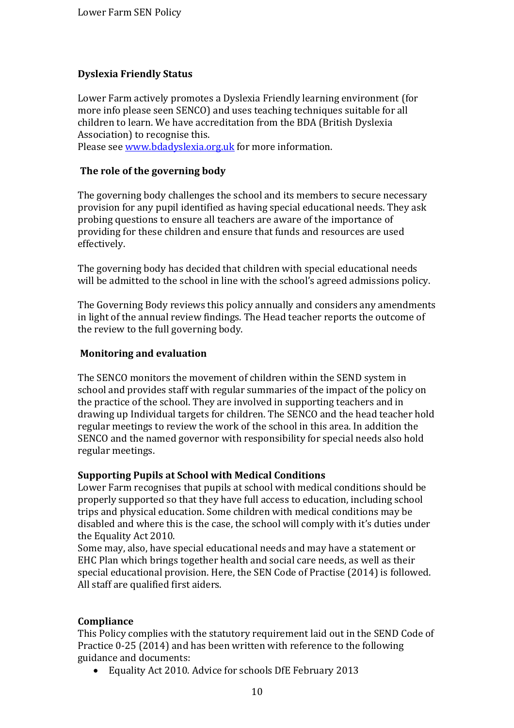**Dyslexia Friendly Status**

Lower Farm actively promotes a Dyslexia Friendly learning environment (for more info please seen SENCO) and uses teaching techniques suitable for all children to learn. We have accreditation from the BDA (British Dyslexia Association) to recognise this.
Please see [www.bdadyslexia.org.uk](www.bdadyslexia.org.uk) for more information.

**The role of the governing body**

The governing body challenges the school and its members to secure necessary provision for any pupil identified as having special educational needs. They ask probing questions to ensure all teachers are aware of the importance of providing for these children and ensure that funds and resources are used effectively.

The governing body has decided that children with special educational needs will be admitted to the school in line with the school's agreed admissions policy.

The Governing Body reviews this policy annually and considers any amendments in light of the annual review findings. The Head teacher reports the outcome of the review to the full governing body.

**Monitoring and evaluation**

The SENCO monitors the movement of children within the SEND system in school and provides staff with regular summaries of the impact of the policy on the practice of the school. They are involved in supporting teachers and in drawing up Individual targets for children. The SENCO and the head teacher hold regular meetings to review the work of the school in this area. In addition the SENCO and the named governor with responsibility for special needs also hold regular meetings.

**Supporting Pupils at School with Medical Conditions**
Lower Farm recognises that pupils at school with medical conditions should be properly supported so that they have full access to education, including school trips and physical education. Some children with medical conditions may be disabled and where this is the case, the school will comply with it's duties under the Equality Act 2010.
Some may, also, have special educational needs and may have a statement or EHC Plan which brings together health and social care needs, as well as their special educational provision. Here, the SEN Code of Practise (2014) is followed. All staff are qualified first aiders.

**Compliance**
This Policy complies with the statutory requirement laid out in the SEND Code of Practice 0-25 (2014) and has been written with reference to the following guidance and documents:

- Equality Act 2010. Advice for schools DfE February 2013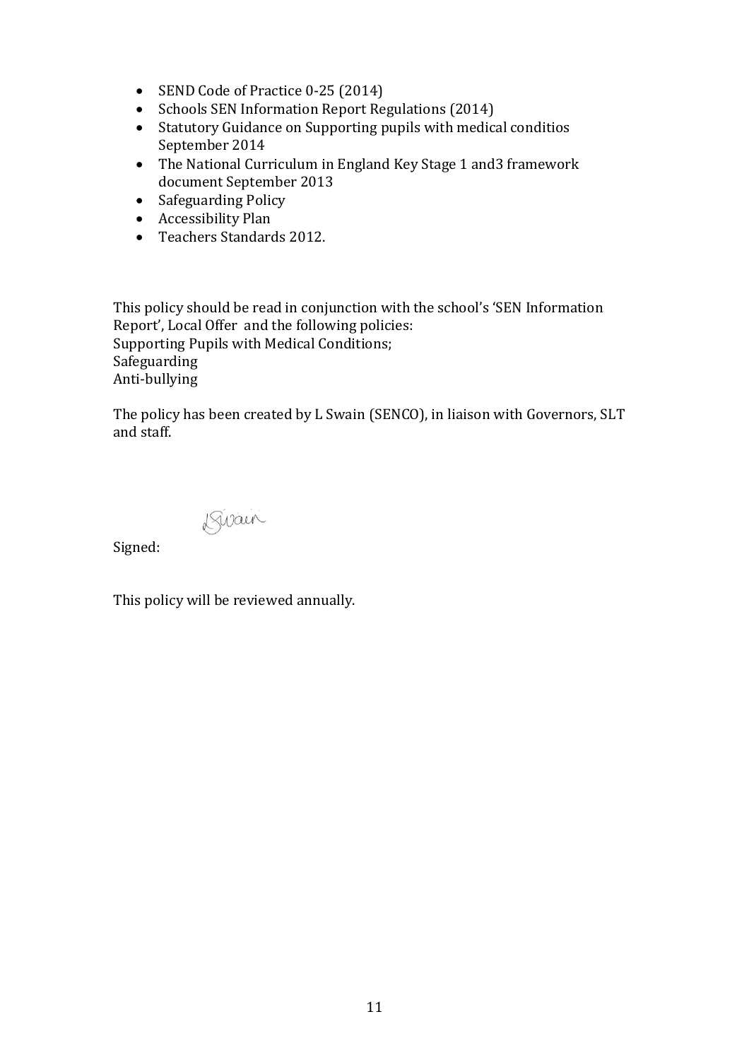- SEND Code of Practice 0-25 (2014)
- Schools SEN Information Report Regulations (2014)
- Statutory Guidance on Supporting pupils with medical conditios September 2014
- The National Curriculum in England Key Stage 1 and3 framework document September 2013
- Safeguarding Policy
- Accessibility Plan
- Teachers Standards 2012.

This policy should be read in conjunction with the school's 'SEN Information Report', Local Offer and the following policies:
Supporting Pupils with Medical Conditions;
Safeguarding
Anti-bullying

The policy has been created by L Swain (SENCO), in liaison with Governors, SLT and staff.

Signed:

This policy will be reviewed annually.